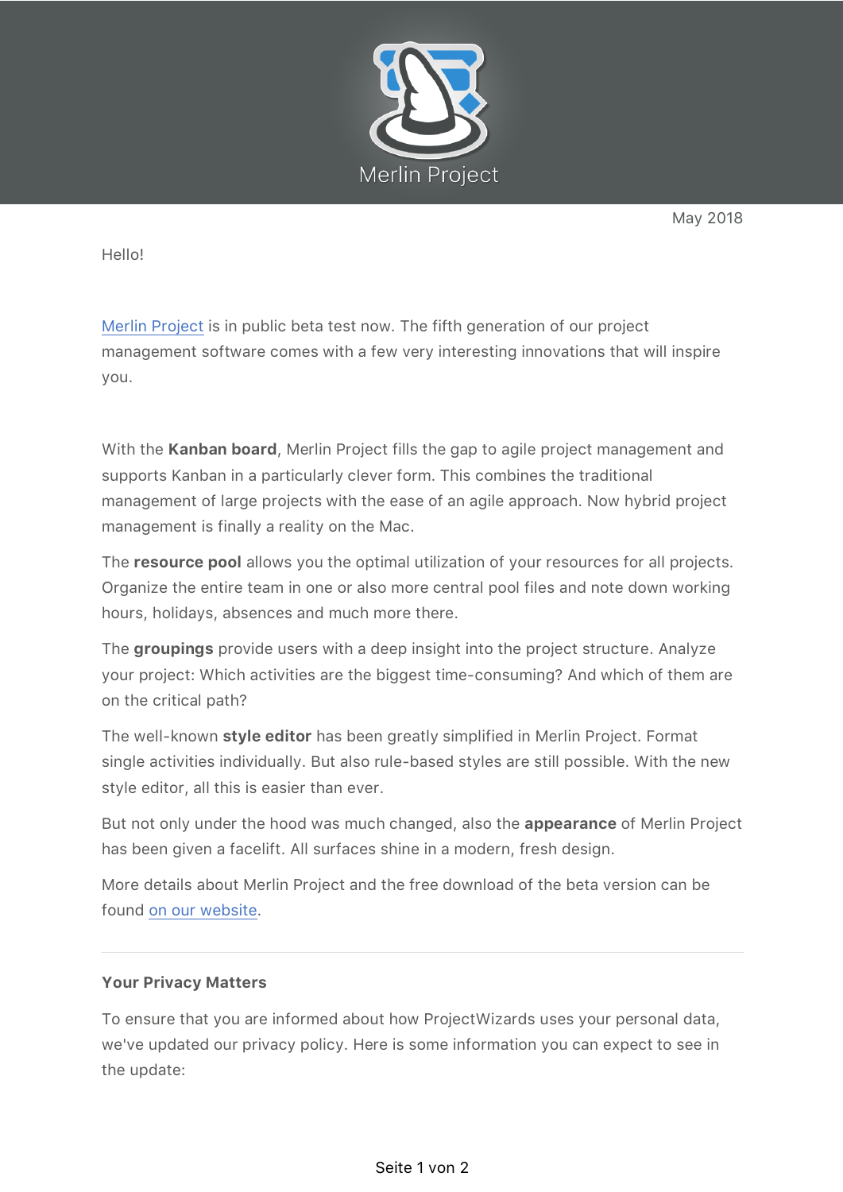Merlin Project

May 2018

Hello!

Merlin Project is in public beta test now. The fifth generation of our project management software comes with a few very interesting innovations that will inspire you.

With the **Kanban board**, Merlin Project fills the gap to agile project management and supports Kanban in a particularly clever form. This combines the traditional management of large projects with the ease of an agile approach. Now hybrid project management is finally a reality on the Mac.

The **resource pool** allows you the optimal utilization of your resources for all projects. Organize the entire team in one or also more central pool files and note down working hours, holidays, absences and much more there.

The **groupings** provide users with a deep insight into the project structure. Analyze your project: Which activities are the biggest time-consuming? And which of them are on the critical path?

The well-known **style editor** has been greatly simplified in Merlin Project. Format single activities individually. But also rule-based styles are still possible. With the new style editor, all this is easier than ever.

But not only under the hood was much changed, also the **appearance** of Merlin Project has been given a facelift. All surfaces shine in a modern, fresh design.

More details about Merlin Project and the free download of the beta version can be found on our website.

---

**Your Privacy Matters**

To ensure that you are informed about how ProjectWizards uses your personal data, we've updated our privacy policy. Here is some information you can expect to see in the update: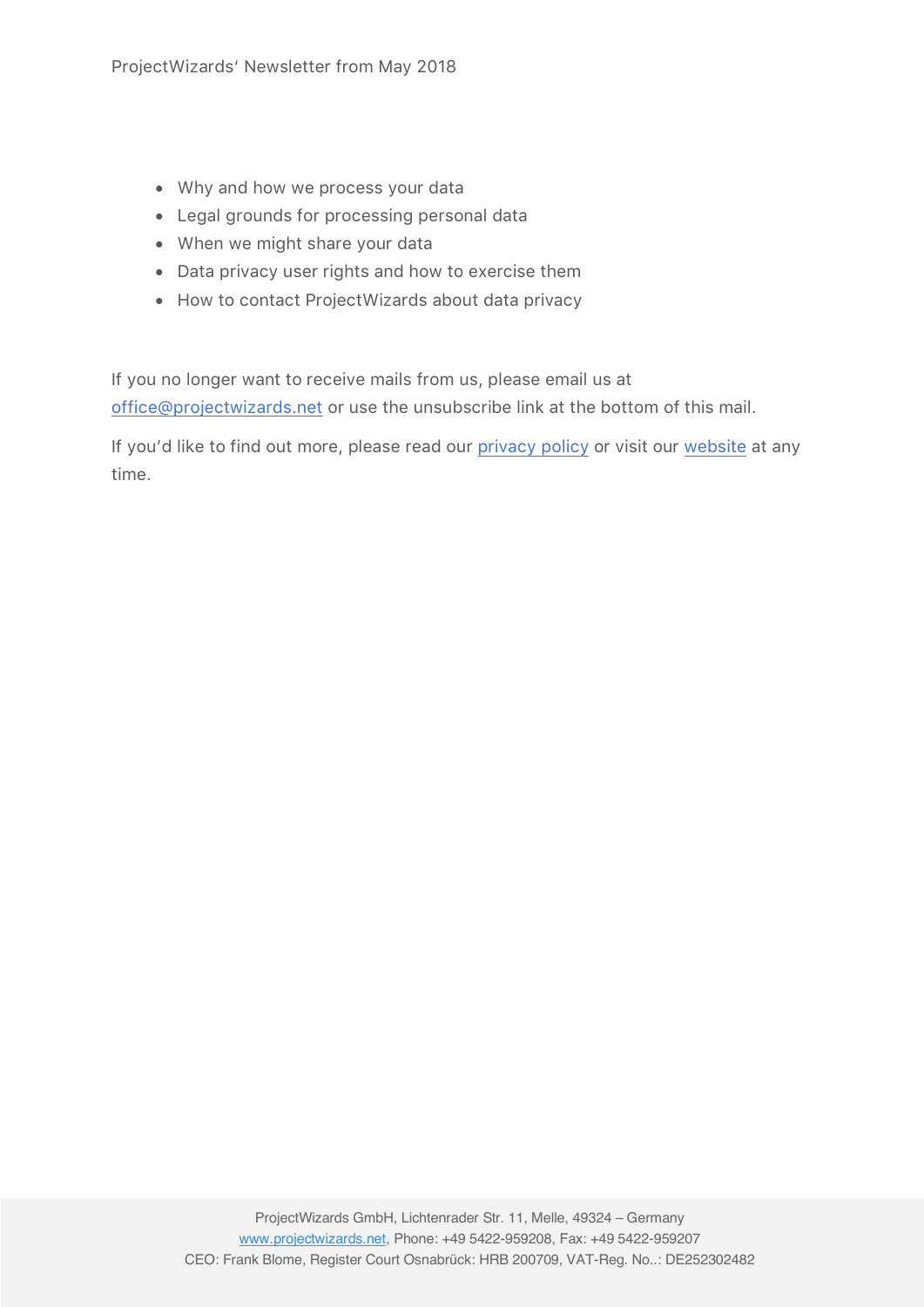- Why and how we process your data
- Legal grounds for processing personal data
- When we might share your data
- Data privacy user rights and how to exercise them
- How to contact ProjectWizards about data privacy

If you no longer want to receive mails from us, please email us at office@projectwizards.net or use the unsubscribe link at the bottom of this mail.

If you'd like to find out more, please read our privacy policy or visit our website at any time.

ProjectWizards GmbH, Lichtenrader Str. 11, Melle, 49324 – Germany
www.projectwizards.net, Phone: +49 5422-959208, Fax: +49 5422-959207
CEO: Frank Blome, Register Court Osnabrück: HRB 200709, VAT-Reg. No..: DE252302482